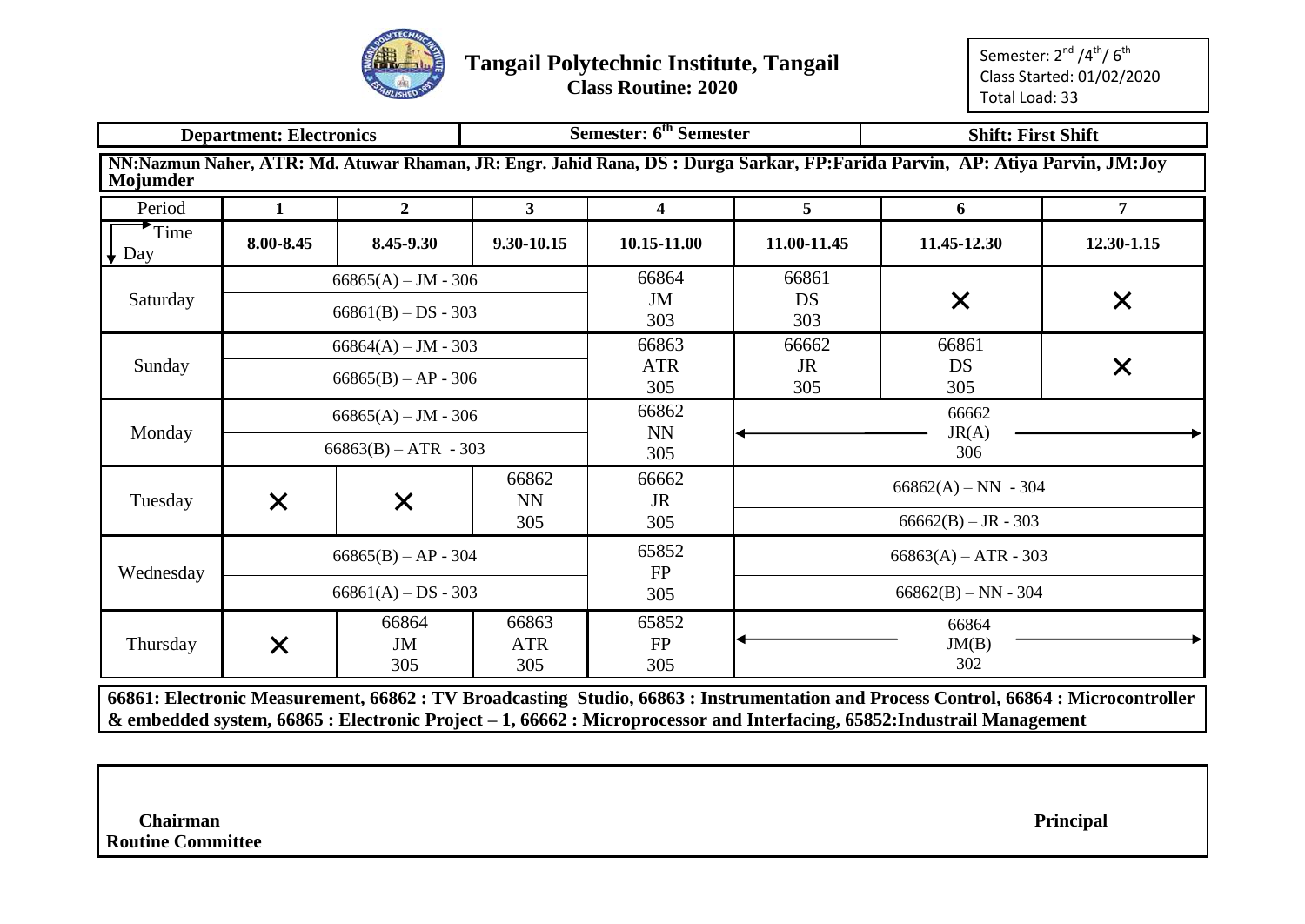# Tangail Polytechnic Institute, Tangail

**Class Routine: 2020**

Semester: $2^{nd}$ /$4^{th}$/ $6^{th}$
Class Started: 01/02/2020
Total Load: 33

| **Department: Electronics** | **Semester: $6^{th}$ Semester** | **Shift: First Shift** |
|---|---|---|

**NN:Nazmun Naher, ATR: Md. Atuwar Rhaman, JR: Engr. Jahid Rana, DS : Durga Sarkar, FP:Farida Parvin, AP: Atiya Parvin, JM:Joy Mojumder**

| Period / Time / Day | 1 (8.00-8.45) | 2 (8.45-9.30) | 3 (9.30-10.15) | 4 (10.15-11.00) | 5 (11.00-11.45) | 6 (11.45-12.30) | 7 (12.30-1.15) |
|---|---|---|---|---|---|---|---|
| Saturday | 66865(A) – JM - 306 / 66861(B) – DS - 303 | | | 66864 JM 303 | 66861 DS 303 | × | × |
| Sunday | 66864(A) – JM - 303 / 66865(B) – AP - 306 | | | 66863 ATR 305 | 66662 JR 305 | 66861 DS 305 | × |
| Monday | 66865(A) – JM - 306 / 66863(B) – ATR - 303 | | | 66862 NN 305 | 66662 JR(A) 306 | | |
| Tuesday | × | × | 66862 NN 305 | 66662 JR 305 | 66862(A) – NN - 304 / 66662(B) – JR - 303 | | |
| Wednesday | 66865(B) – AP - 304 / 66861(A) – DS - 303 | | | 65852 FP 305 | 66863(A) – ATR - 303 / 66862(B) – NN - 304 | | |
| Thursday | × | 66864 JM 305 | 66863 ATR 305 | 65852 FP 305 | 66864 JM(B) 302 | | |

**66861: Electronic Measurement, 66862 : TV Broadcasting Studio, 66863 : Instrumentation and Process Control, 66864 : Microcontroller & embedded system, 66865 : Electronic Project – 1, 66662 : Microprocessor and Interfacing, 65852:Industrail Management**

**Chairman**
**Routine Committee**

**Principal**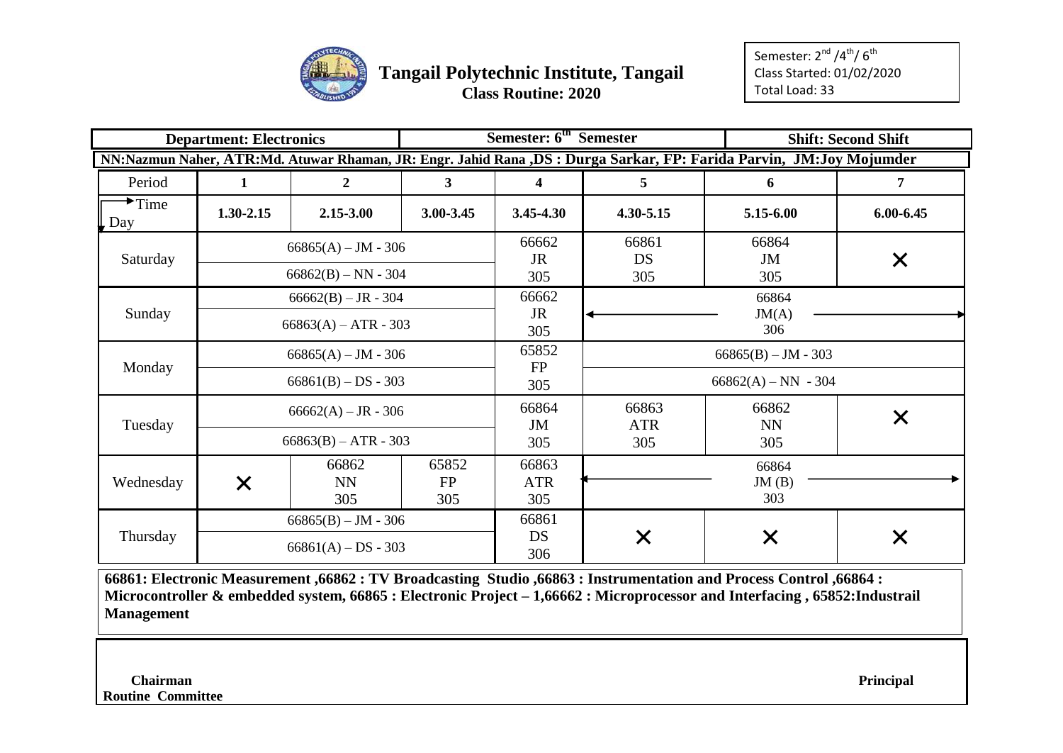# Tangail Polytechnic Institute, Tangail

## Class Routine: 2020

Semester: 2nd /4th/ 6th
Class Started: 01/02/2020
Total Load: 33

| Department: Electronics | Semester: 6th Semester | Shift: Second Shift |
|---|---|---|

**NN:Nazmun Naher, ATR:Md. Atuwar Rhaman, JR: Engr. Jahid Rana ,DS : Durga Sarkar, FP: Farida Parvin, JM:Joy Mojumder**

| Period | 1 | 2 | 3 | 4 | 5 | 6 | 7 |
|---|---|---|---|---|---|---|---|
| Time / Day | 1.30-2.15 | 2.15-3.00 | 3.00-3.45 | 3.45-4.30 | 4.30-5.15 | 5.15-6.00 | 6.00-6.45 |
| Saturday | 66865(A) – JM - 306 / 66862(B) – NN - 304 | | | 66662 JR 305 | 66861 DS 305 | 66864 JM 305 | × |
| Sunday | 66662(B) – JR - 304 / 66863(A) – ATR - 303 | | | 66662 JR 305 | 66864 JM(A) 306 | | |
| Monday | 66865(A) – JM - 306 / 66861(B) – DS - 303 | | | 65852 FP 305 | 66865(B) – JM - 303 / 66862(A) – NN - 304 | | |
| Tuesday | 66662(A) – JR - 306 / 66863(B) – ATR - 303 | | | 66864 JM 305 | 66863 ATR 305 | 66862 NN 305 | × |
| Wednesday | × | 66862 NN 305 | 65852 FP 305 | 66863 ATR 305 | 66864 JM (B) 303 | | |
| Thursday | 66865(B) – JM - 306 / 66861(A) – DS - 303 | | | 66861 DS 306 | × | × | × |

**66861: Electronic Measurement ,66862 : TV Broadcasting Studio ,66863 : Instrumentation and Process Control ,66864 : Microcontroller & embedded system, 66865 : Electronic Project – 1,66662 : Microprocessor and Interfacing , 65852:Industrail Management**

**Chairman**
**Routine Committee**

**Principal**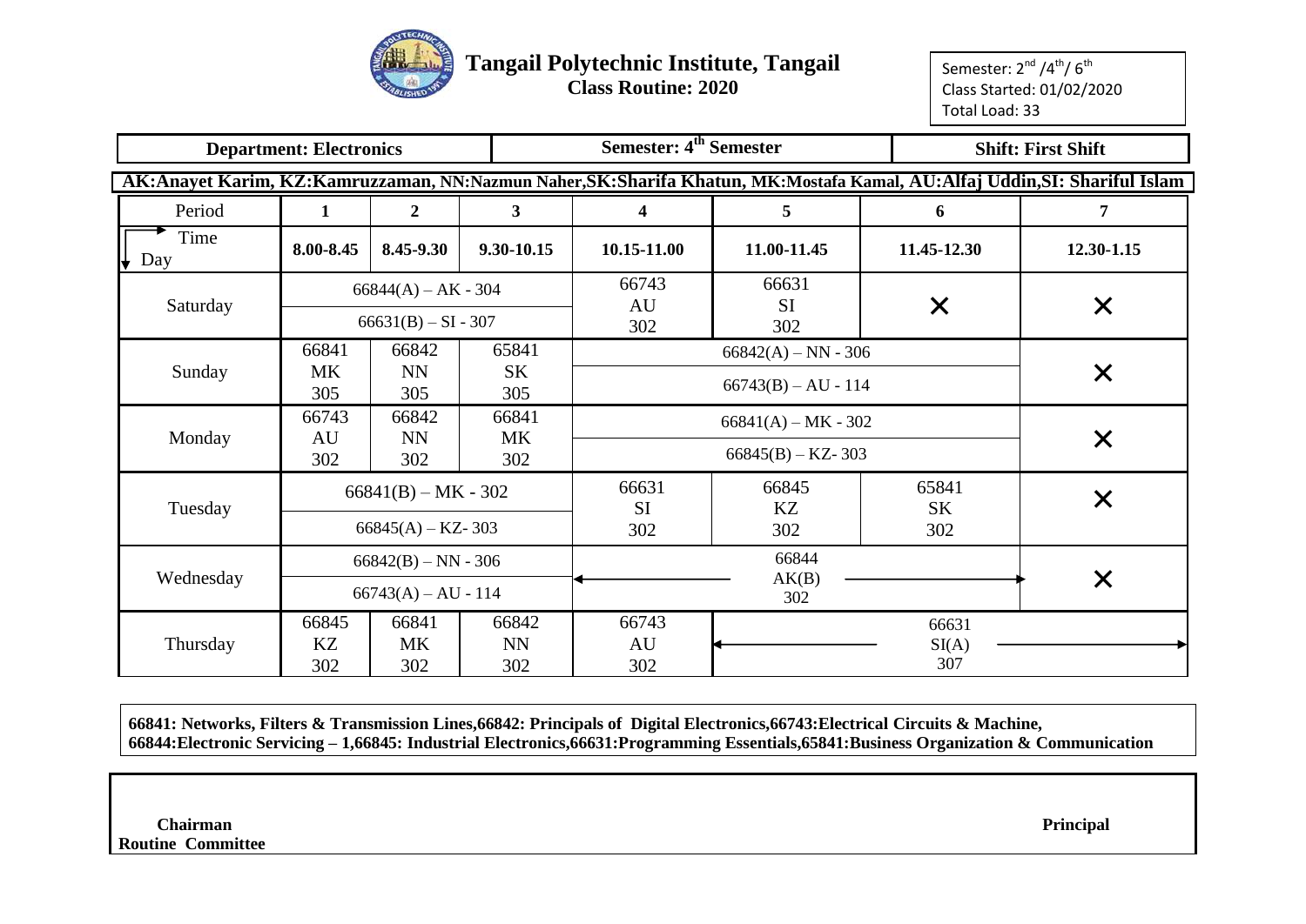# Tangail Polytechnic Institute, Tangail

**Class Routine: 2020**

Semester: 2nd /4th/ 6th
Class Started: 01/02/2020
Total Load: 33

| **Department: Electronics** | **Semester: 4th Semester** | **Shift: First Shift** |
|---|---|---|

**AK:Anayet Karim, KZ:Kamruzzaman, NN:Nazmun Naher,SK:Sharifa Khatun, MK:Mostafa Kamal, AU:Alfaj Uddin,SI: Shariful Islam**

| Period | 1 | 2 | 3 | 4 | 5 | 6 | 7 |
|---|---|---|---|---|---|---|---|
| Time / Day | **8.00-8.45** | **8.45-9.30** | **9.30-10.15** | **10.15-11.00** | **11.00-11.45** | **11.45-12.30** | **12.30-1.15** |
| Saturday | 66844(A) – AK - 304 / 66631(B) – SI - 307 | | | 66743 AU 302 | 66631 SI 302 | ✕ | ✕ |
| Sunday | 66841 MK 305 | 66842 NN 305 | 65841 SK 305 | 66842(A) – NN - 306 / 66743(B) – AU - 114 | | | ✕ |
| Monday | 66743 AU 302 | 66842 NN 302 | 66841 MK 302 | 66841(A) – MK - 302 / 66845(B) – KZ- 303 | | | ✕ |
| Tuesday | 66841(B) – MK - 302 / 66845(A) – KZ- 303 | | | 66631 SI 302 | 66845 KZ 302 | 65841 SK 302 | ✕ |
| Wednesday | 66842(B) – NN - 306 / 66743(A) – AU - 114 | | | ← 66844 AK(B) 302 → | | | ✕ |
| Thursday | 66845 KZ 302 | 66841 MK 302 | 66842 NN 302 | 66743 AU 302 | ← 66631 SI(A) 307 → | | |

**66841: Networks, Filters & Transmission Lines,66842: Principals of Digital Electronics,66743:Electrical Circuits & Machine, 66844:Electronic Servicing – 1,66845: Industrial Electronics,66631:Programming Essentials,65841:Business Organization & Communication**

**Chairman**
**Routine Committee**

**Principal**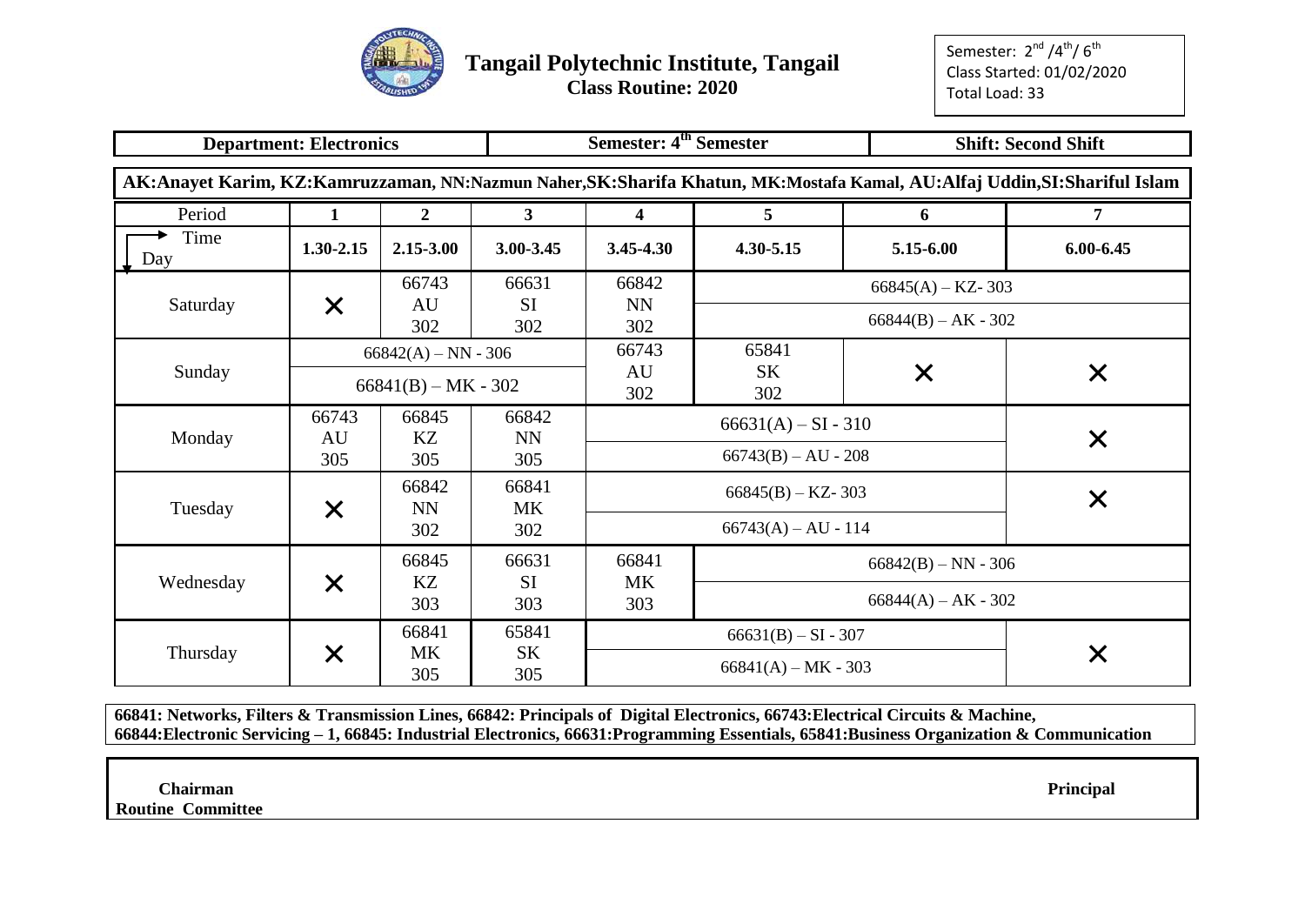# Tangail Polytechnic Institute, Tangail

**Class Routine: 2020**

Semester: 2nd /4th/ 6th
Class Started: 01/02/2020
Total Load: 33

| **Department: Electronics** | **Semester: 4th Semester** | **Shift: Second Shift** |
|---|---|---|

**AK:Anayet Karim, KZ:Kamruzzaman, NN:Nazmun Naher,SK:Sharifa Khatun, MK:Mostafa Kamal, AU:Alfaj Uddin,SI:Shariful Islam**

| Period | 1 | 2 | 3 | 4 | 5 | 6 | 7 |
|---|---|---|---|---|---|---|---|
| Time / Day | 1.30-2.15 | 2.15-3.00 | 3.00-3.45 | 3.45-4.30 | 4.30-5.15 | 5.15-6.00 | 6.00-6.45 |
| Saturday | × | 66743 AU 302 | 66631 SI 302 | 66842 NN 302 | 66845(A) – KZ- 303 / 66844(B) – AK - 302 | | |
| Sunday | 66842(A) – NN - 306 / 66841(B) – MK - 302 | | | 66743 AU 302 | 65841 SK 302 | × | × |
| Monday | 66743 AU 305 | 66845 KZ 305 | 66842 NN 305 | 66631(A) – SI - 310 / 66743(B) – AU - 208 | | | × |
| Tuesday | × | 66842 NN 302 | 66841 MK 302 | 66845(B) – KZ- 303 / 66743(A) – AU - 114 | | | × |
| Wednesday | × | 66845 KZ 303 | 66631 SI 303 | 66841 MK 303 | 66842(B) – NN - 306 / 66844(A) – AK - 302 | | |
| Thursday | × | 66841 MK 305 | 65841 SK 305 | 66631(B) – SI - 307 / 66841(A) – MK - 303 | | | × |

**66841: Networks, Filters & Transmission Lines, 66842: Principals of Digital Electronics, 66743:Electrical Circuits & Machine, 66844:Electronic Servicing – 1, 66845: Industrial Electronics, 66631:Programming Essentials, 65841:Business Organization & Communication**

**Chairman**
**Routine Committee**

**Principal**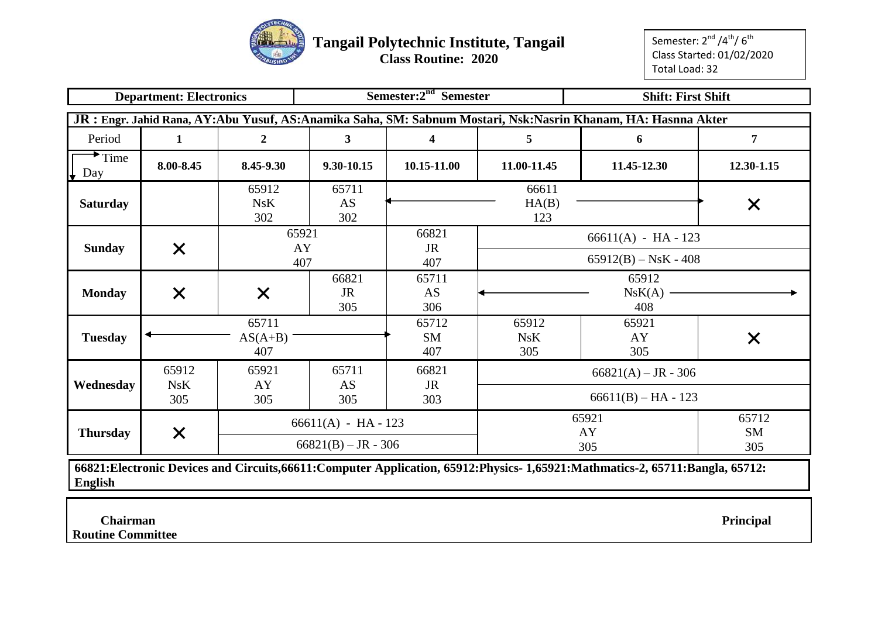# Tangail Polytechnic Institute, Tangail

**Class Routine: 2020**

Semester: $2^{nd}$ / $4^{th}$ / $6^{th}$
Class Started: 01/02/2020
Total Load: 32

| **Department: Electronics** | **Semester: $2^{nd}$ Semester** | **Shift: First Shift** |
|---|---|---|

**JR : Engr. Jahid Rana, AY:Abu Yusuf, AS:Anamika Saha, SM: Sabnum Mostari, Nsk:Nasrin Khanam, HA: Hasnna Akter**

| Period | 1 | 2 | 3 | 4 | 5 | 6 | 7 |
|---|---|---|---|---|---|---|---|
| Time / Day | **8.00-8.45** | **8.45-9.30** | **9.30-10.15** | **10.15-11.00** | **11.00-11.45** | **11.45-12.30** | **12.30-1.15** |
| **Saturday** | | 65912 NsK 302 | 65711 AS 302 | ← 66611 HA(B) 123 → | | | ✕ |
| **Sunday** | ✕ | 65921 AY 407 | | 66821 JR 407 | 66611(A) - HA - 123 / 65912(B) – NsK - 408 | | |
| **Monday** | ✕ | ✕ | 66821 JR 305 | 65711 AS 306 | ← 65912 NsK(A) 408 → | | |
| **Tuesday** | ← 65711 AS(A+B) 407 → | | | 65712 SM 407 | 65912 NsK 305 | 65921 AY 305 | ✕ |
| **Wednesday** | 65912 NsK 305 | 65921 AY 305 | 65711 AS 305 | 66821 JR 303 | 66821(A) – JR - 306 / 66611(B) – HA - 123 | | |
| **Thursday** | ✕ | 66611(A) - HA - 123 / 66821(B) – JR - 306 | | | 65921 AY 305 | | 65712 SM 305 |

**66821:Electronic Devices and Circuits,66611:Computer Application, 65912:Physics- 1,65921:Mathmatics-2, 65711:Bangla, 65712: English**

**Chairman**
**Routine Committee**

**Principal**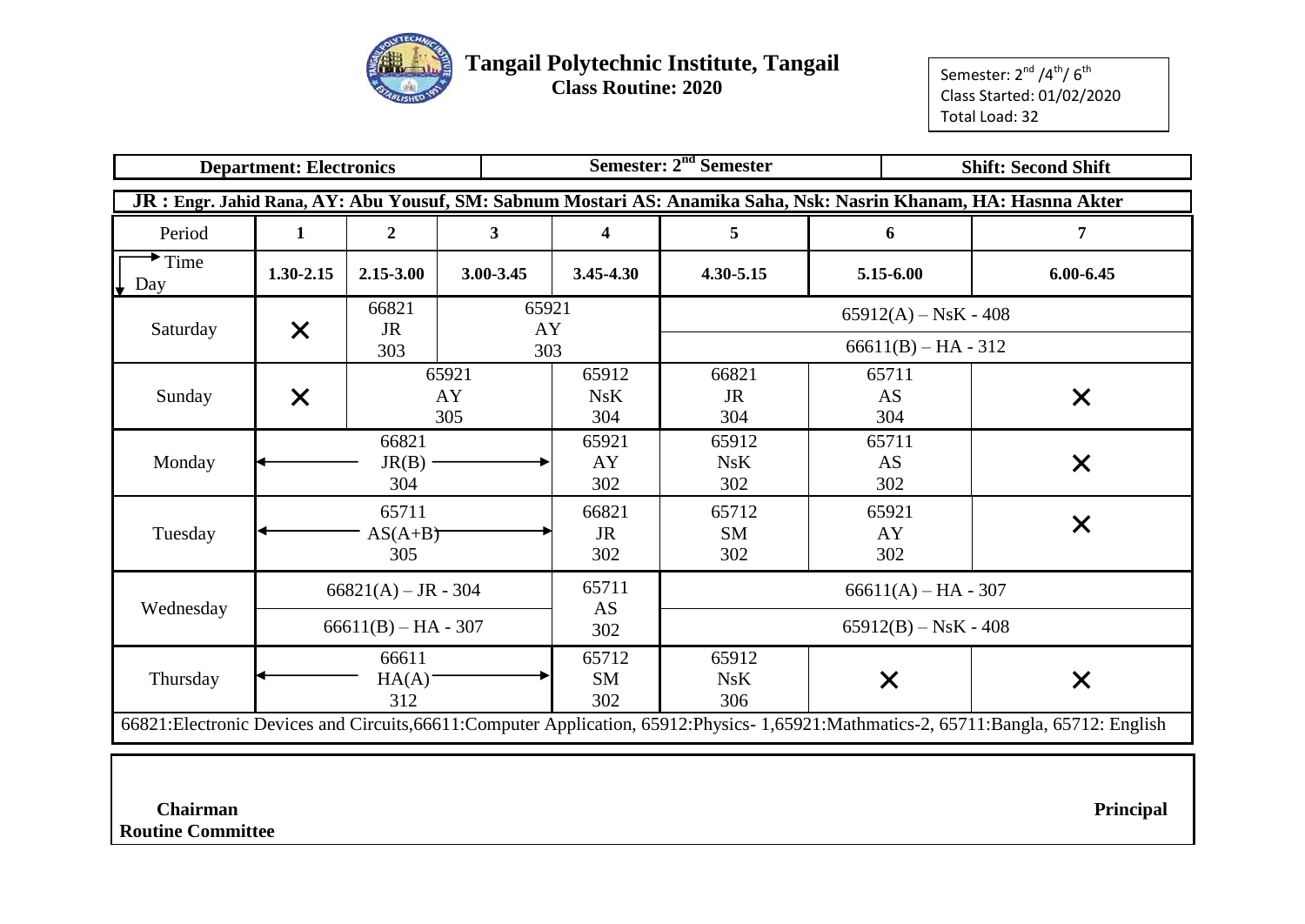# Tangail Polytechnic Institute, Tangail

**Class Routine: 2020**

Semester: 2nd /4th/ 6th
Class Started: 01/02/2020
Total Load: 32

| **Department: Electronics** | **Semester: 2nd Semester** | **Shift: Second Shift** |
|---|---|---|

**JR : Engr. Jahid Rana, AY: Abu Yousuf, SM: Sabnum Mostari AS: Anamika Saha, Nsk: Nasrin Khanam, HA: Hasnna Akter**

| Period | 1 | 2 | 3 | 4 | 5 | 6 | 7 |
|---|---|---|---|---|---|---|---|
| Time / Day | 1.30-2.15 | 2.15-3.00 | 3.00-3.45 | 3.45-4.30 | 4.30-5.15 | 5.15-6.00 | 6.00-6.45 |
| Saturday | × | 66821 JR 303 | 65921 AY 303 | 65921 AY 303 | 65912(A) – NsK - 408 / 66611(B) – HA - 312 | 65912(A) – NsK - 408 / 66611(B) – HA - 312 | 65912(A) – NsK - 408 / 66611(B) – HA - 312 |
| Sunday | × | 65921 AY 305 | 65921 AY 305 | 65912 NsK 304 | 66821 JR 304 | 65711 AS 304 | × |
| Monday | 66821 JR(B) 304 | 66821 JR(B) 304 | 66821 JR(B) 304 | 65921 AY 302 | 65912 NsK 302 | 65711 AS 302 | × |
| Tuesday | 65711 AS(A+B) 305 | 65711 AS(A+B) 305 | 65711 AS(A+B) 305 | 66821 JR 302 | 65712 SM 302 | 65921 AY 302 | × |
| Wednesday | 66821(A) – JR - 304 / 66611(B) – HA - 307 | 66821(A) – JR - 304 / 66611(B) – HA - 307 | 66821(A) – JR - 304 / 66611(B) – HA - 307 | 65711 AS 302 | 66611(A) – HA - 307 / 65912(B) – NsK - 408 | 66611(A) – HA - 307 / 65912(B) – NsK - 408 | 66611(A) – HA - 307 / 65912(B) – NsK - 408 |
| Thursday | 66611 HA(A) 312 | 66611 HA(A) 312 | 66611 HA(A) 312 | 65712 SM 302 | 65912 NsK 306 | × | × |

66821:Electronic Devices and Circuits,66611:Computer Application, 65912:Physics- 1,65921:Mathmatics-2, 65711:Bangla, 65712: English

**Chairman**
**Routine Committee**

**Principal**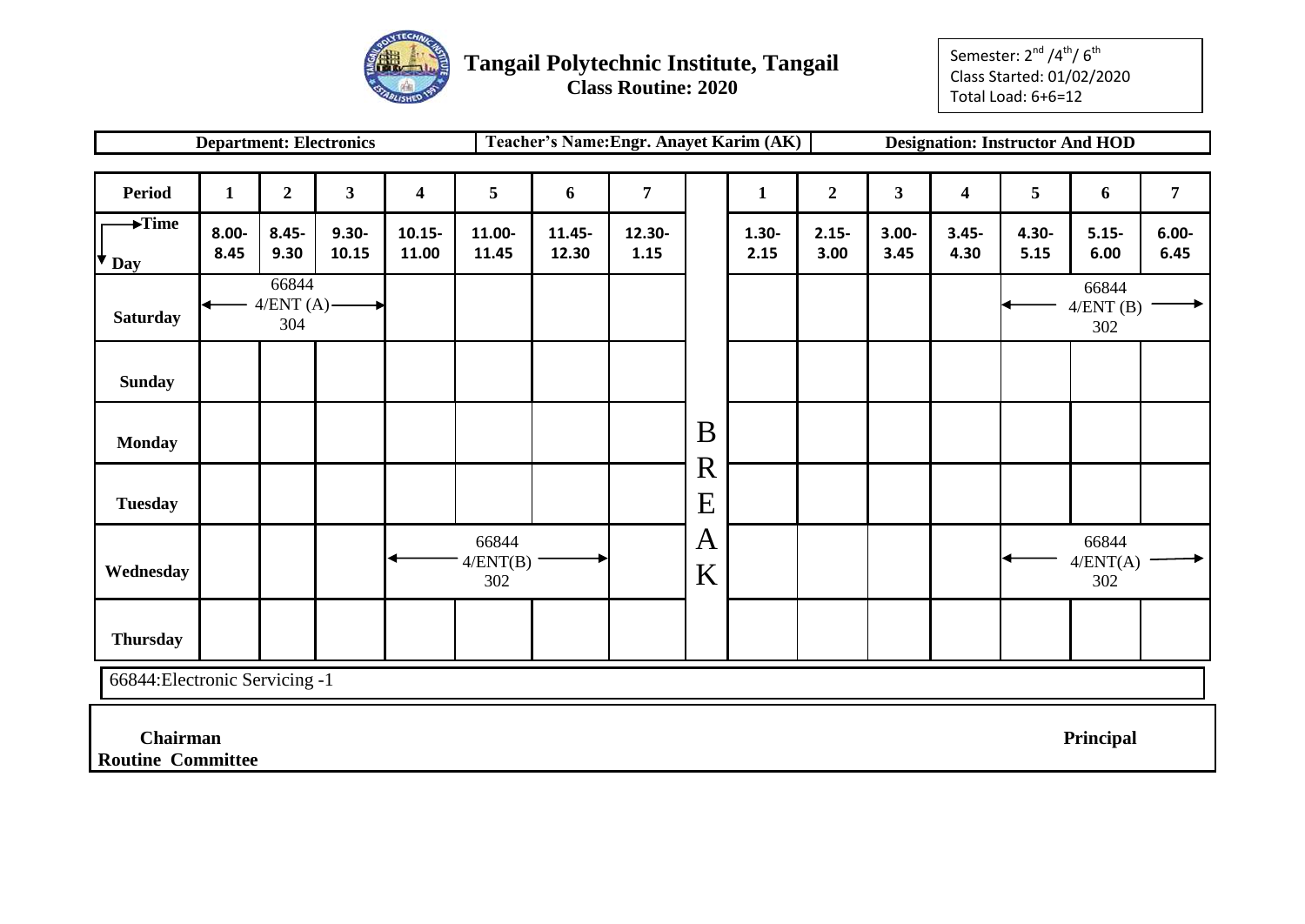# Tangail Polytechnic Institute, Tangail

**Class Routine: 2020**

Semester: 2nd /4th/ 6th
Class Started: 01/02/2020
Total Load: 6+6=12

| Department: Electronics | Teacher's Name:Engr. Anayet Karim (AK) | Designation: Instructor And HOD |
|---|---|---|

| Period | 1 | 2 | 3 | 4 | 5 | 6 | 7 | | 1 | 2 | 3 | 4 | 5 | 6 | 7 |
|---|---|---|---|---|---|---|---|---|---|---|---|---|---|---|---|
| Time / Day | 8.00-8.45 | 8.45-9.30 | 9.30-10.15 | 10.15-11.00 | 11.00-11.45 | 11.45-12.30 | 12.30-1.15 | | 1.30-2.15 | 2.15-3.00 | 3.00-3.45 | 3.45-4.30 | 4.30-5.15 | 5.15-6.00 | 6.00-6.45 |
| Saturday | ← 66844 4/ENT (A) 304 → | | | | | | | | | | | | ← 66844 4/ENT (B) 302 → | | |
| Sunday | | | | | | | | | | | | | | | |
| Monday | | | | | | | | BREAK | | | | | | | |
| Tuesday | | | | | | | | | | | | | | | |
| Wednesday | | | | ← 66844 4/ENT(B) 302 → | | | | | | | | | ← 66844 4/ENT(A) 302 → | | |
| Thursday | | | | | | | | | | | | | | | |

66844:Electronic Servicing -1

**Chairman**
**Routine Committee**

**Principal**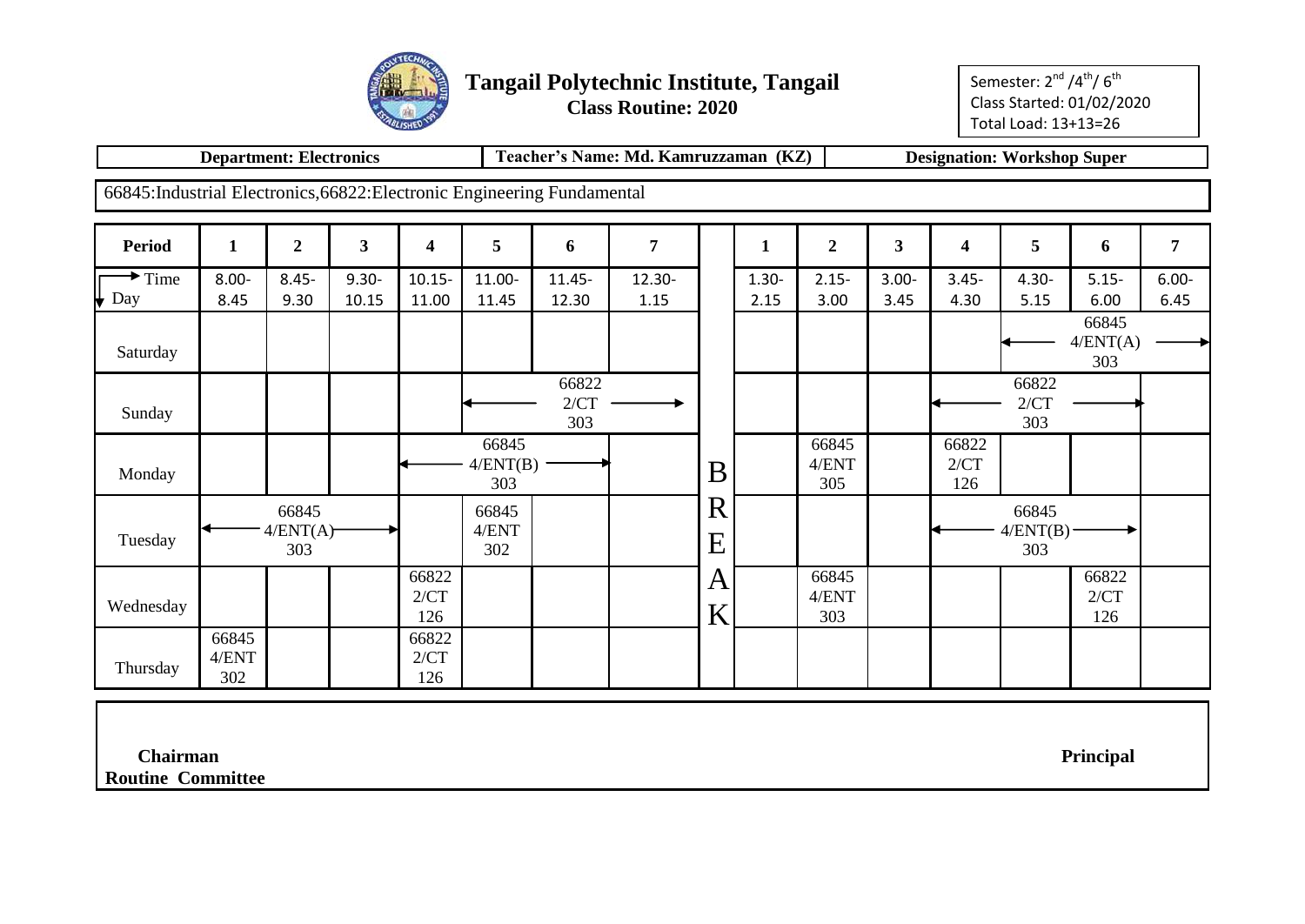# Tangail Polytechnic Institute, Tangail

**Class Routine: 2020**

Semester: 2nd /4th/ 6th
Class Started: 01/02/2020
Total Load: 13+13=26

| **Department: Electronics** | **Teacher's Name: Md. Kamruzzaman (KZ)** | **Designation: Workshop Super** |
|---|---|---|

66845:Industrial Electronics,66822:Electronic Engineering Fundamental

| Period | 1 | 2 | 3 | 4 | 5 | 6 | 7 | | 1 | 2 | 3 | 4 | 5 | 6 | 7 |
|---|---|---|---|---|---|---|---|---|---|---|---|---|---|---|---|
| Time / Day | 8.00-8.45 | 8.45-9.30 | 9.30-10.15 | 10.15-11.00 | 11.00-11.45 | 11.45-12.30 | 12.30-1.15 | | 1.30-2.15 | 2.15-3.00 | 3.00-3.45 | 3.45-4.30 | 4.30-5.15 | 5.15-6.00 | 6.00-6.45 |
| Saturday | | | | | | | | | | | | | ← 66845 4/ENT(A) 303 → | | |
| Sunday | | | | | ← 66822 2/CT 303 → | | | | | | | ← 66822 2/CT 303 → | | | |
| Monday | | | | ← 66845 4/ENT(B) 303 → | | | | B | | 66845 4/ENT 305 | | 66822 2/CT 126 | | | |
| Tuesday | ← 66845 4/ENT(A) 303 → | | | | 66845 4/ENT 302 | | | R E | | | | ← 66845 4/ENT(B) 303 → | | | |
| Wednesday | | | | 66822 2/CT 126 | | | | A K | | 66845 4/ENT 303 | | | | 66822 2/CT 126 | |
| Thursday | 66845 4/ENT 302 | | | 66822 2/CT 126 | | | | | | | | | | | |

**Chairman**
**Routine Committee**

**Principal**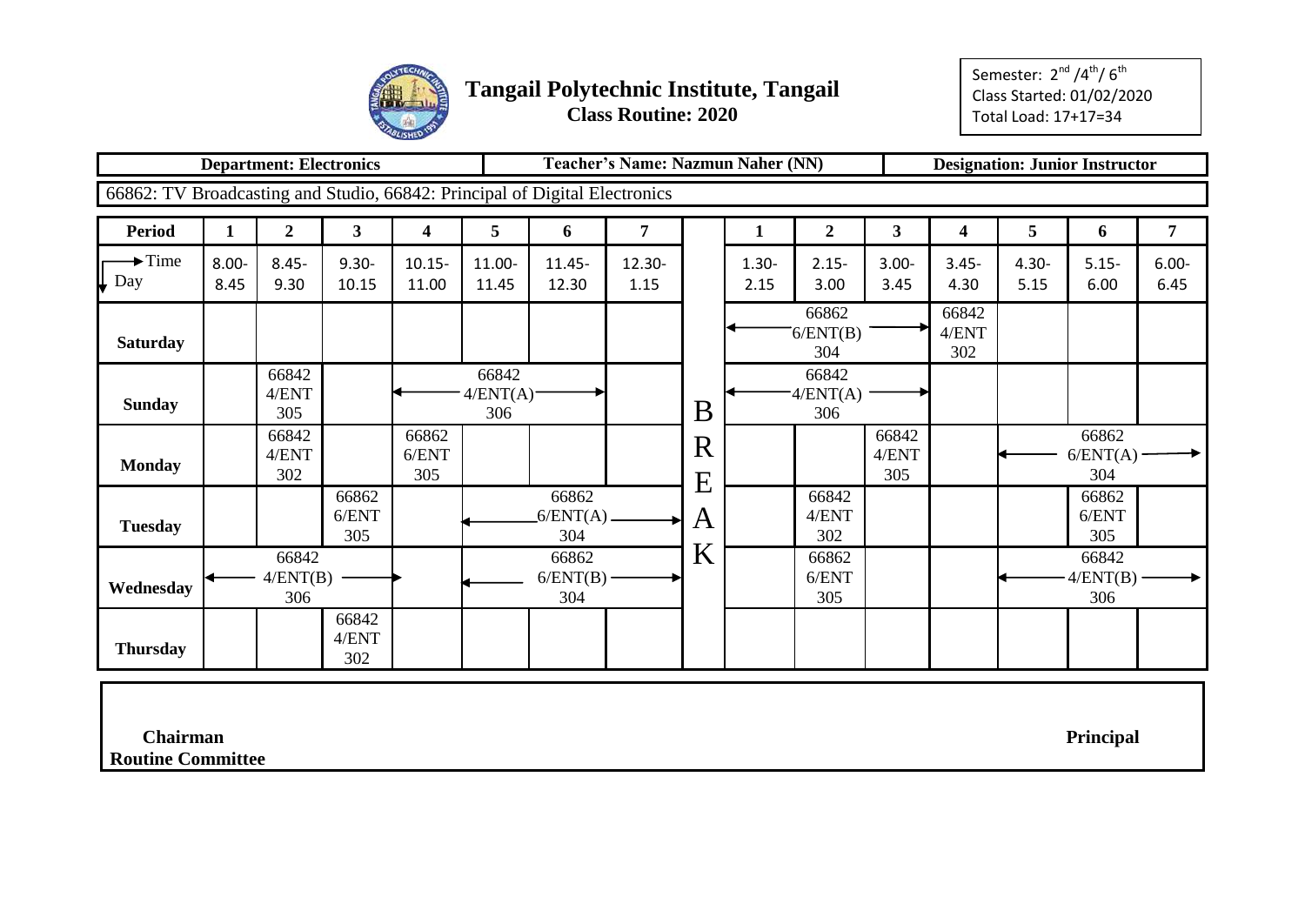# Tangail Polytechnic Institute, Tangail

**Class Routine: 2020**

Semester: 2[nd] /4[th]/ 6[th]
Class Started: 01/02/2020
Total Load: 17+17=34

| **Department: Electronics** | **Teacher's Name: Nazmun Naher (NN)** | **Designation: Junior Instructor** |
|---|---|---|

66862: TV Broadcasting and Studio, 66842: Principal of Digital Electronics

| Period | 1 | 2 | 3 | 4 | 5 | 6 | 7 | | 1 | 2 | 3 | 4 | 5 | 6 | 7 |
|---|---|---|---|---|---|---|---|---|---|---|---|---|---|---|---|
| Time / Day | 8.00-8.45 | 8.45-9.30 | 9.30-10.15 | 10.15-11.00 | 11.00-11.45 | 11.45-12.30 | 12.30-1.15 | | 1.30-2.15 | 2.15-3.00 | 3.00-3.45 | 3.45-4.30 | 4.30-5.15 | 5.15-6.00 | 6.00-6.45 |
| **Saturday** | | | | | | | | | ← 66862 6/ENT(B) 304 → | | | 66842 4/ENT 302 | | | |
| **Sunday** | | 66842 4/ENT 305 | | ← 66842 4/ENT(A) 306 → | | | | B | ← 66842 4/ENT(A) 306 → | | | | | | |
| **Monday** | | 66842 4/ENT 302 | | 66862 6/ENT 305 | | | | R | | | 66842 4/ENT 305 | | ← 66862 6/ENT(A) 304 → | | |
| **Tuesday** | | | 66862 6/ENT 305 | | ← 66862 6/ENT(A) 304 → | | | E A | | 66842 4/ENT 302 | | | | 66862 6/ENT 305 | |
| **Wednesday** | ← 66842 4/ENT(B) 306 → | | | | ← 66862 6/ENT(B) 304 → | | | K | | 66862 6/ENT 305 | | | ← 66842 4/ENT(B) 306 → | | |
| **Thursday** | | | 66842 4/ENT 302 | | | | | | | | | | | | |

**Chairman**
**Routine Committee**

**Principal**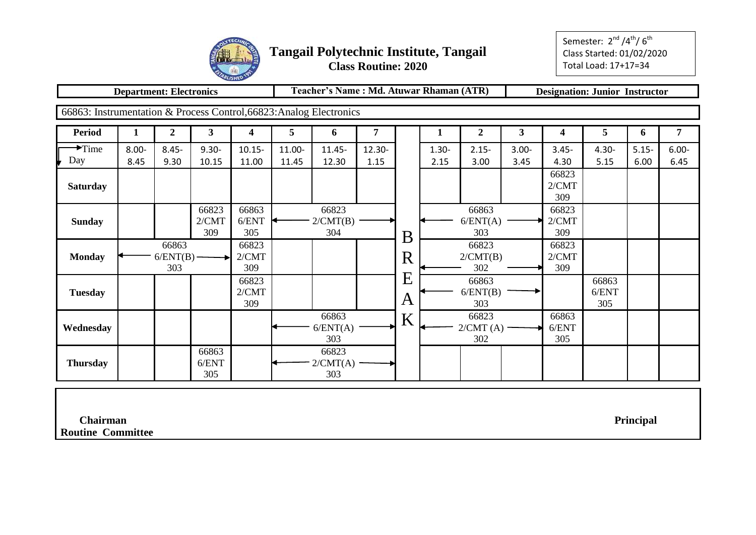# Tangail Polytechnic Institute, Tangail

**Class Routine: 2020**

Semester: 2nd /4th/ 6th
Class Started: 01/02/2020
Total Load: 17+17=34

**Department: Electronics** | **Teacher's Name : Md. Atuwar Rhaman (ATR)** | **Designation: Junior Instructor**

66863: Instrumentation & Process Control,66823:Analog Electronics

| Period | 1 | 2 | 3 | 4 | 5 | 6 | 7 | | 1 | 2 | 3 | 4 | 5 | 6 | 7 |
|---|---|---|---|---|---|---|---|---|---|---|---|---|---|---|---|
| Time / Day | 8.00-8.45 | 8.45-9.30 | 9.30-10.15 | 10.15-11.00 | 11.00-11.45 | 11.45-12.30 | 12.30-1.15 | | 1.30-2.15 | 2.15-3.00 | 3.00-3.45 | 3.45-4.30 | 4.30-5.15 | 5.15-6.00 | 6.00-6.45 |
| **Saturday** | | | | | | | | | | | | 66823 2/CMT 309 | | | |
| **Sunday** | | | 66823 2/CMT 309 | 66863 6/ENT 305 | ← 66823 2/CMT(B) 304 → | | | B | ← 66863 6/ENT(A) 303 → | | | 66823 2/CMT 309 | | | |
| **Monday** | ← 66863 6/ENT(B) 303 → | | | 66823 2/CMT 309 | | | | R | ← 66823 2/CMT(B) 302 → | | | 66823 2/CMT 309 | | | |
| **Tuesday** | | | | 66823 2/CMT 309 | | | | E A | ← 66863 6/ENT(B) 303 → | | | | 66863 6/ENT 305 | | |
| **Wednesday** | | | | | ← 66863 6/ENT(A) 303 → | | | K | ← 66823 2/CMT (A) 302 → | | | 66863 6/ENT 305 | | | |
| **Thursday** | | | 66863 6/ENT 305 | | ← 66823 2/CMT(A) 303 → | | | | | | | | | | |

**Chairman**
**Routine Committee**

**Principal**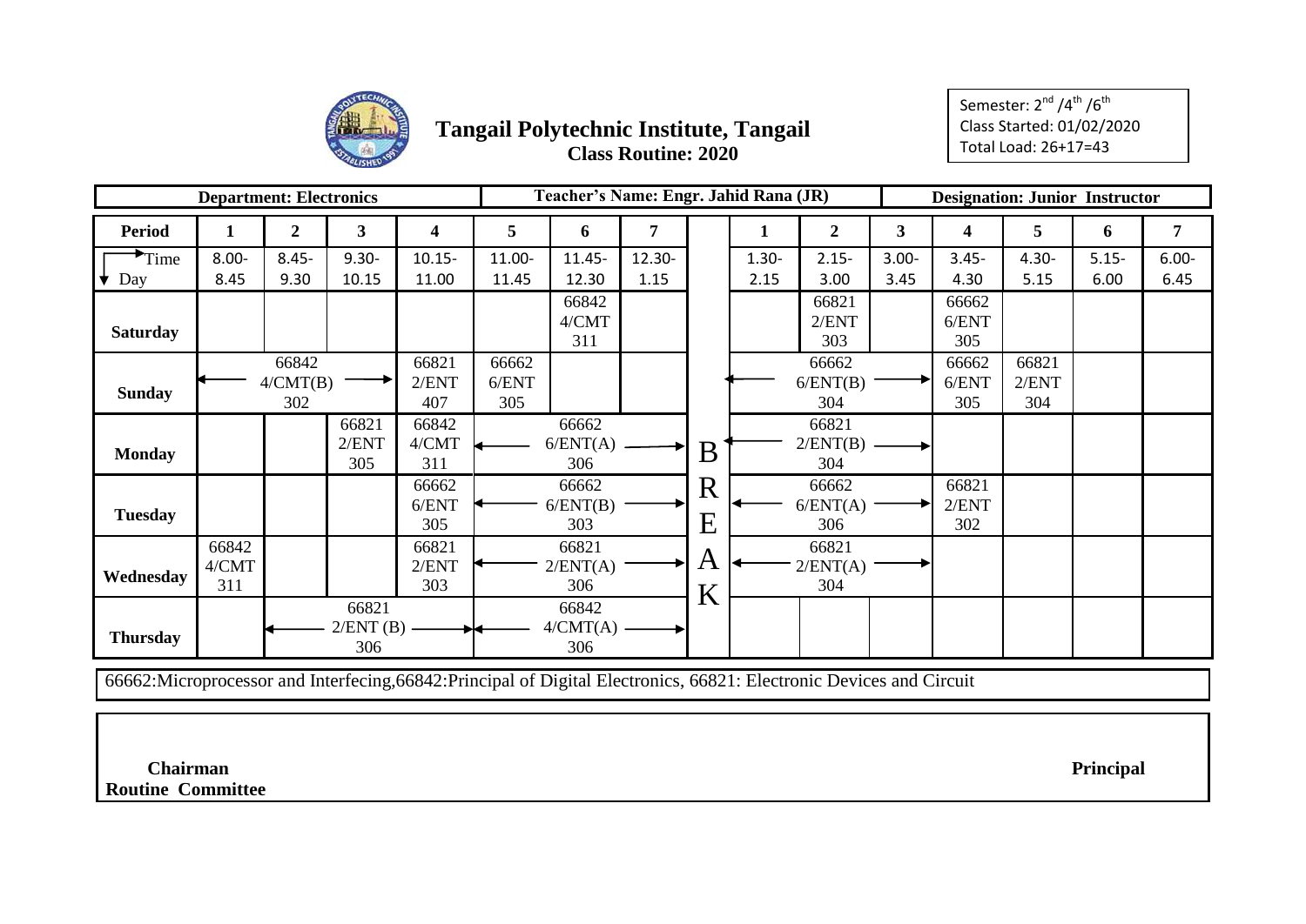# Tangail Polytechnic Institute, Tangail

**Class Routine: 2020**

Semester: 2nd /4th /6th
Class Started: 01/02/2020
Total Load: 26+17=43

| **Department: Electronics** | | | | | **Teacher's Name: Engr. Jahid Rana (JR)** | | | | | | **Designation: Junior Instructor** | | | |
|---|---|---|---|---|---|---|---|---|---|---|---|---|---|---|
| **Period** | **1** | **2** | **3** | **4** | **5** | **6** | **7** | | **1** | **2** | **3** | **4** | **5** | **6** | **7** |
| Time / Day | 8.00-8.45 | 8.45-9.30 | 9.30-10.15 | 10.15-11.00 | 11.00-11.45 | 11.45-12.30 | 12.30-1.15 | | 1.30-2.15 | 2.15-3.00 | 3.00-3.45 | 3.45-4.30 | 4.30-5.15 | 5.15-6.00 | 6.00-6.45 |
| **Saturday** | | | | | | 66842 4/CMT 311 | | | | 66821 2/ENT 303 | | 66662 6/ENT 305 | | | |
| **Sunday** | ← 66842 4/CMT(B) 302 → | | | 66821 2/ENT 407 | 66662 6/ENT 305 | | | | ← 66662 6/ENT(B) 304 → | | | 66662 6/ENT 305 | 66821 2/ENT 304 | | |
| **Monday** | | | 66821 2/ENT 305 | 66842 4/CMT 311 | ← 66662 6/ENT(A) 306 → | | | B | ← 66821 2/ENT(B) 304 → | | | | | | |
| **Tuesday** | | | | 66662 6/ENT 305 | ← 66662 6/ENT(B) 303 → | | | R E | ← 66662 6/ENT(A) 306 → | | | 66821 2/ENT 302 | | | |
| **Wednesday** | 66842 4/CMT 311 | | | 66821 2/ENT 303 | ← 66821 2/ENT(A) 306 → | | | A | ← 66821 2/ENT(A) 304 → | | | | | | |
| **Thursday** | | ← 66821 2/ENT (B) 306 → | | | ← 66842 4/CMT(A) 306 → | | | K | | | | | | | |

66662:Microprocessor and Interfecing,66842:Principal of Digital Electronics, 66821: Electronic Devices and Circuit

**Chairman**
**Routine Committee**

**Principal**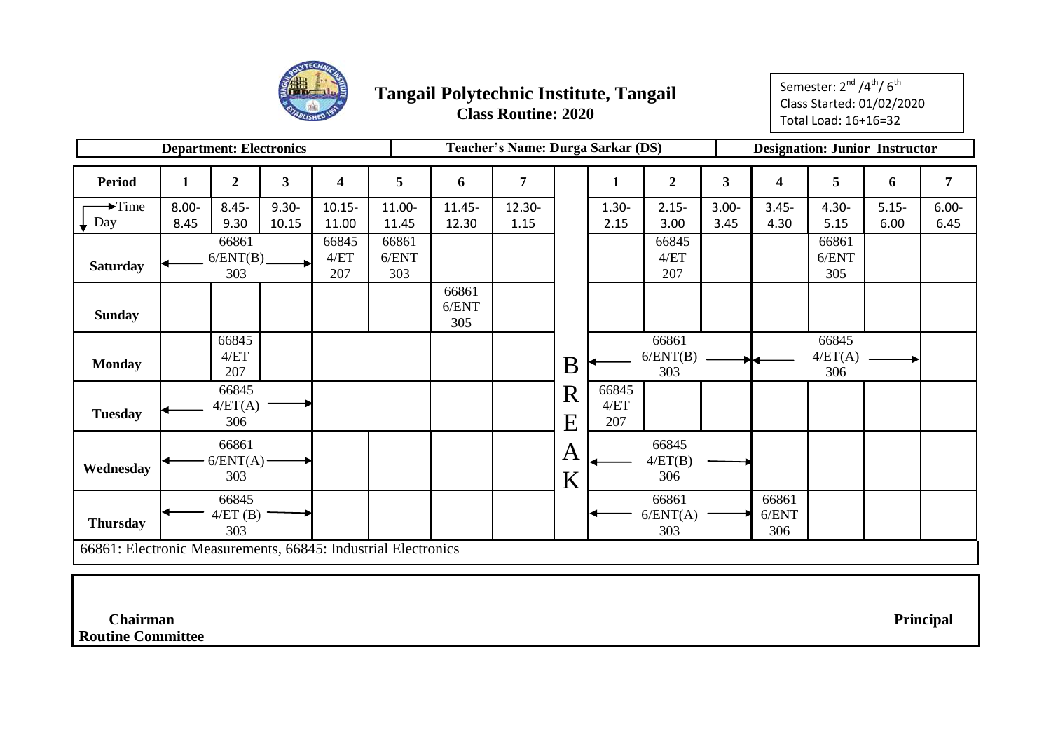# Tangail Polytechnic Institute, Tangail

**Class Routine: 2020**

Semester: 2nd /4th/ 6th
Class Started: 01/02/2020
Total Load: 16+16=32

| Department: Electronics | Teacher's Name: Durga Sarkar (DS) | Designation: Junior Instructor |
|---|---|---|

| Period | 1 | 2 | 3 | 4 | 5 | 6 | 7 | | 1 | 2 | 3 | 4 | 5 | 6 | 7 |
|---|---|---|---|---|---|---|---|---|---|---|---|---|---|---|---|
| Time / Day | 8.00-8.45 | 8.45-9.30 | 9.30-10.15 | 10.15-11.00 | 11.00-11.45 | 11.45-12.30 | 12.30-1.15 | | 1.30-2.15 | 2.15-3.00 | 3.00-3.45 | 3.45-4.30 | 4.30-5.15 | 5.15-6.00 | 6.00-6.45 |
| Saturday | ← 66861 6/ENT(B) 303 | → | | 66845 4/ET 207 | 66861 6/ENT 303 | | | | | 66845 4/ET 207 | | | 66861 6/ENT 305 | | |
| Sunday | | | | | | 66861 6/ENT 305 | | | | | | | | | |
| Monday | | 66845 4/ET 207 | | | | | | B | ← 66861 6/ENT(B) 303 | | → | ← 66845 4/ET(A) 306 | | → | |
| Tuesday | ← 66845 4/ET(A) 306 | | → | | | | | R E | 66845 4/ET 207 | | | | | | |
| Wednesday | ← 66861 6/ENT(A) 303 | | → | | | | | A K | ← 66845 4/ET(B) 306 | | → | | | | |
| Thursday | ← 66845 4/ET (B) 303 | | → | | | | | | ← 66861 6/ENT(A) 303 | | → | 66861 6/ENT 306 | | | |

66861: Electronic Measurements, 66845: Industrial Electronics

**Chairman**
**Routine Committee**

**Principal**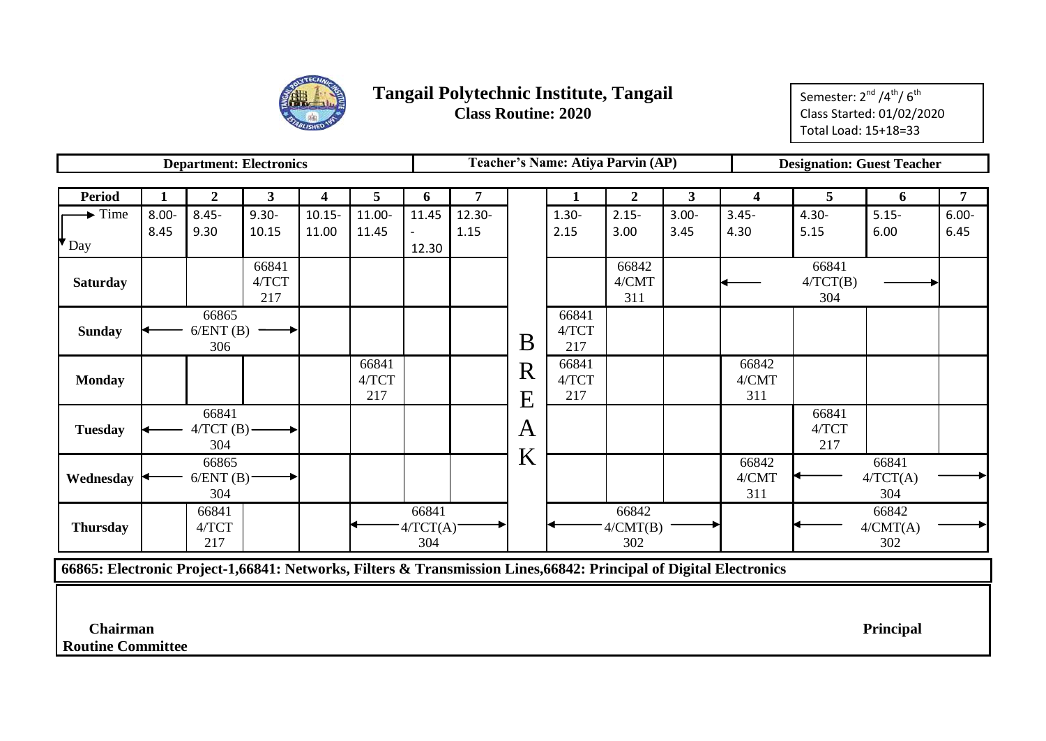# Tangail Polytechnic Institute, Tangail

**Class Routine: 2020**

Semester: 2nd /4th/ 6th
Class Started: 01/02/2020
Total Load: 15+18=33

| Department: Electronics | Teacher's Name: Atiya Parvin (AP) | Designation: Guest Teacher |
|---|---|---|

| Period | 1 | 2 | 3 | 4 | 5 | 6 | 7 | | 1 | 2 | 3 | 4 | 5 | 6 | 7 |
|---|---|---|---|---|---|---|---|---|---|---|---|---|---|---|---|
| Time / Day | 8.00-8.45 | 8.45-9.30 | 9.30-10.15 | 10.15-11.00 | 11.00-11.45 | 11.45-12.30 | 12.30-1.15 | | 1.30-2.15 | 2.15-3.00 | 3.00-3.45 | 3.45-4.30 | 4.30-5.15 | 5.15-6.00 | 6.00-6.45 |
| Saturday | | | 66841 4/TCT 217 | | | | | | | 66842 4/CMT 311 | | ← 66841 4/TCT(B) 304 → | | | |
| Sunday | ← 66865 6/ENT (B) 306 → | | | | | | | B | 66841 4/TCT 217 | | | | | | |
| Monday | | | | | 66841 4/TCT 217 | | | R | 66841 4/TCT 217 | | | 66842 4/CMT 311 | | | |
| Tuesday | ← 66841 4/TCT (B) 304 → | | | | | | | E A | | | | | 66841 4/TCT 217 | | |
| Wednesday | ← 66865 6/ENT (B) 304 → | | | | | | | K | | | | 66842 4/CMT 311 | ← 66841 4/TCT(A) 304 → | | |
| Thursday | | 66841 4/TCT 217 | | | ← 66841 4/TCT(A) 304 → | | | | ← 66842 4/CMT(B) 302 → | | | | ← 66842 4/CMT(A) 302 → | | |

**66865: Electronic Project-1,66841: Networks, Filters & Transmission Lines,66842: Principal of Digital Electronics**

**Chairman**
**Routine Committee**

**Principal**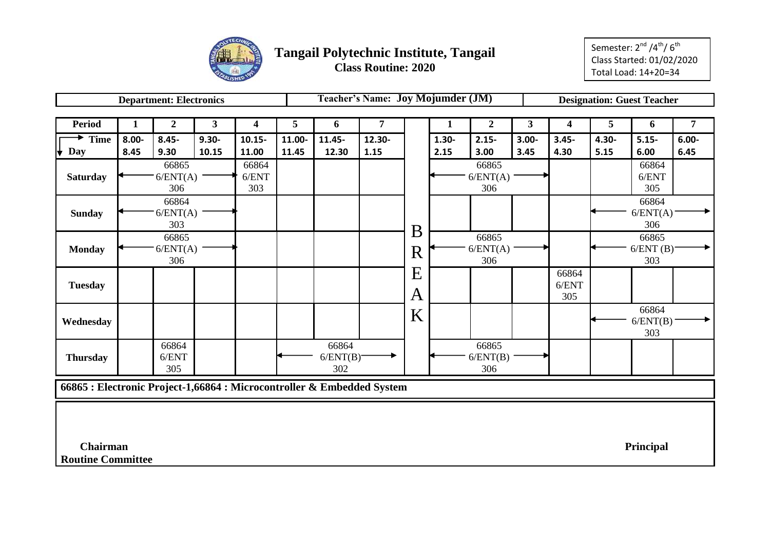# Tangail Polytechnic Institute, Tangail

## Class Routine: 2020

Semester: 2nd /4th/ 6th
Class Started: 01/02/2020
Total Load: 14+20=34

| Department: Electronics | Teacher's Name: Joy Mojumder (JM) | Designation: Guest Teacher |
|---|---|---|

| Period | 1 | 2 | 3 | 4 | 5 | 6 | 7 | | 1 | 2 | 3 | 4 | 5 | 6 | 7 |
|---|---|---|---|---|---|---|---|---|---|---|---|---|---|---|---|
| Time / Day | 8.00-8.45 | 8.45-9.30 | 9.30-10.15 | 10.15-11.00 | 11.00-11.45 | 11.45-12.30 | 12.30-1.15 | | 1.30-2.15 | 2.15-3.00 | 3.00-3.45 | 3.45-4.30 | 4.30-5.15 | 5.15-6.00 | 6.00-6.45 |
| Saturday | ← | 66865 6/ENT(A) 306 | → | 66864 6/ENT 303 | | | | | ← | 66865 6/ENT(A) 306 | → | | | 66864 6/ENT 305 | |
| Sunday | ← | 66864 6/ENT(A) 303 | → | | | | | B | | | | | ← | 66864 6/ENT(A) 306 | → |
| Monday | ← | 66865 6/ENT(A) 306 | → | | | | | R | ← | 66865 6/ENT(A) 306 | → | | ← | 66865 6/ENT (B) 303 | → |
| Tuesday | | | | | | | | E A | | | | 66864 6/ENT 305 | | | |
| Wednesday | | | | | | | | K | | | | | ← | 66864 6/ENT(B) 303 | → |
| Thursday | | 66864 6/ENT 305 | | | ← | 66864 6/ENT(B) 302 | → | | ← | 66865 6/ENT(B) 306 | → | | | | |

**66865 : Electronic Project-1,66864 : Microcontroller & Embedded System**

**Chairman**
**Routine Committee**

**Principal**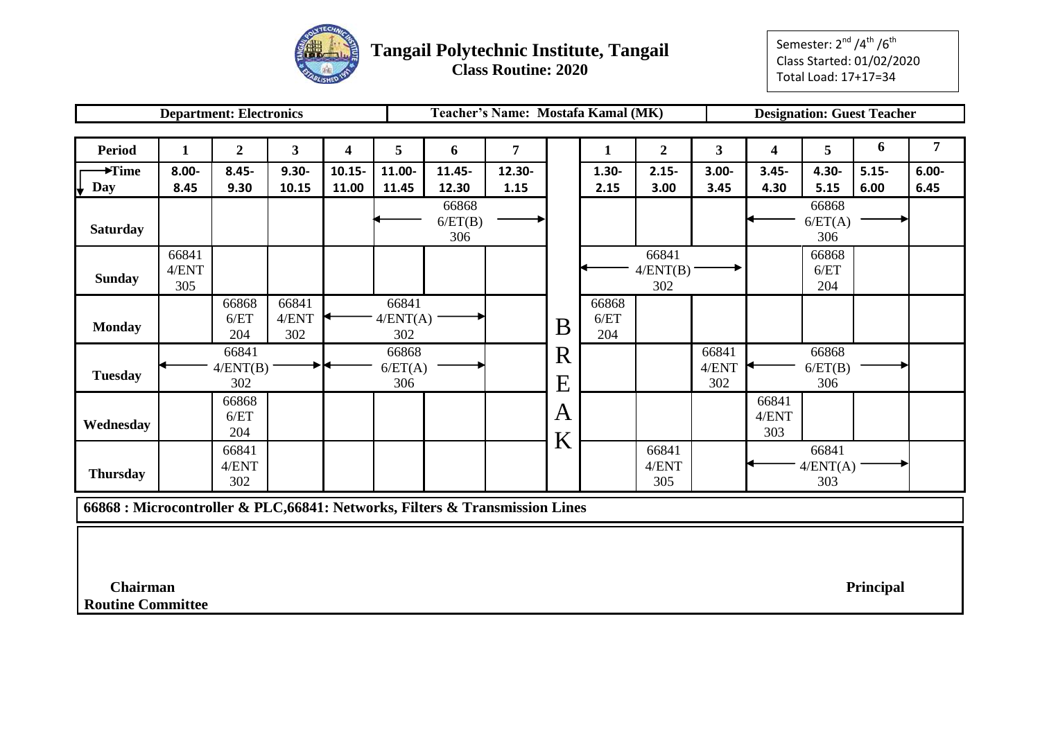# Tangail Polytechnic Institute, Tangail

**Class Routine: 2020**

Semester: 2nd /4th /6th
Class Started: 01/02/2020
Total Load: 17+17=34

| Department: Electronics | Teacher's Name: Mostafa Kamal (MK) | Designation: Guest Teacher |
|---|---|---|

| Period | 1 | 2 | 3 | 4 | 5 | 6 | 7 | | 1 | 2 | 3 | 4 | 5 | 6 | 7 |
|---|---|---|---|---|---|---|---|---|---|---|---|---|---|---|---|
| Time / Day | 8.00-8.45 | 8.45-9.30 | 9.30-10.15 | 10.15-11.00 | 11.00-11.45 | 11.45-12.30 | 12.30-1.15 | | 1.30-2.15 | 2.15-3.00 | 3.00-3.45 | 3.45-4.30 | 4.30-5.15 | 5.15-6.00 | 6.00-6.45 |
| Saturday | | | | | ← 66868 6/ET(B) 306 → | | | | | | | ← 66868 6/ET(A) 306 → | | | |
| Sunday | 66841 4/ENT 305 | | | | | | | | ← 66841 4/ENT(B) 302 → | | | | 66868 6/ET 204 | | |
| Monday | | 66868 6/ET 204 | 66841 4/ENT 302 | ← 66841 4/ENT(A) 302 → | | | | B | 66868 6/ET 204 | | | | | | |
| Tuesday | ← 66841 4/ENT(B) 302 → | | | ← 66868 6/ET(A) 306 → | | | | R E | | | 66841 4/ENT 302 | ← 66868 6/ET(B) 306 → | | | |
| Wednesday | | 66868 6/ET 204 | | | | | | A | | | | 66841 4/ENT 303 | | | |
| Thursday | | 66841 4/ENT 302 | | | | | | K | | 66841 4/ENT 305 | | ← 66841 4/ENT(A) 303 → | | | |

**66868 : Microcontroller & PLC,66841: Networks, Filters & Transmission Lines**

**Chairman**
**Routine Committee**

**Principal**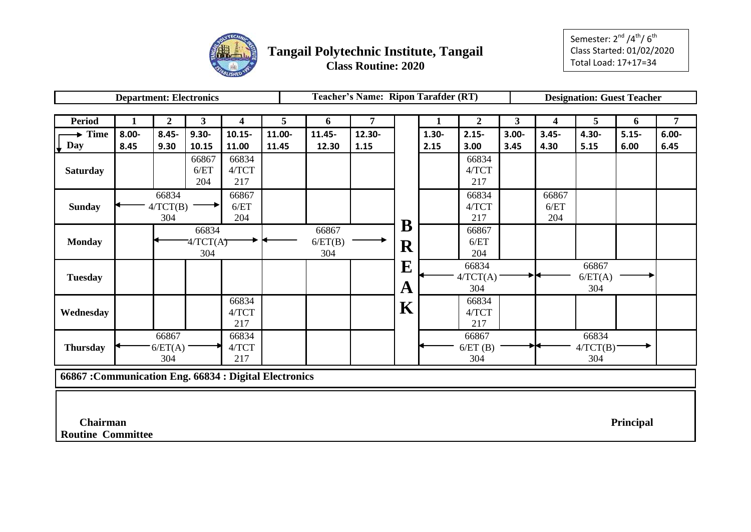# Tangail Polytechnic Institute, Tangail

## Class Routine: 2020

Semester: 2nd /4th/ 6th
Class Started: 01/02/2020
Total Load: 17+17=34

| Department: Electronics | Teacher's Name: Ripon Tarafder (RT) | Designation: Guest Teacher |
|---|---|---|

| Period | 1 | 2 | 3 | 4 | 5 | 6 | 7 | | 1 | 2 | 3 | 4 | 5 | 6 | 7 |
|---|---|---|---|---|---|---|---|---|---|---|---|---|---|---|---|
| Time → / Day ↓ | 8.00-8.45 | 8.45-9.30 | 9.30-10.15 | 10.15-11.00 | 11.00-11.45 | 11.45-12.30 | 12.30-1.15 | | 1.30-2.15 | 2.15-3.00 | 3.00-3.45 | 3.45-4.30 | 4.30-5.15 | 5.15-6.00 | 6.00-6.45 |
| Saturday | | | 66867 6/ET 204 | 66834 4/TCT 217 | | | | | | 66834 4/TCT 217 | | | | | |
| Sunday | ← 66834 4/TCT(B) 304 → | | | 66867 6/ET 204 | | | | B | | 66834 4/TCT 217 | | 66867 6/ET 204 | | | |
| Monday | | ← 66834 4/TCT(A) 304 → | | | ← 66867 6/ET(B) 304 → | | | R | | 66867 6/ET 204 | | | | | |
| Tuesday | | | | | | | | E | ← 66834 4/TCT(A) 304 → | | | ← 66867 6/ET(A) 304 → | | | |
| Wednesday | | | | 66834 4/TCT 217 | | | | A | | 66834 4/TCT 217 | | | | | |
| Thursday | ← 66867 6/ET(A) 304 → | | | 66834 4/TCT 217 | | | | K | ← 66867 6/ET (B) 304 → | | | ← 66834 4/TCT(B) 304 → | | | |

**66867 :Communication Eng. 66834 : Digital Electronics**

**Chairman**
**Routine Committee**

**Principal**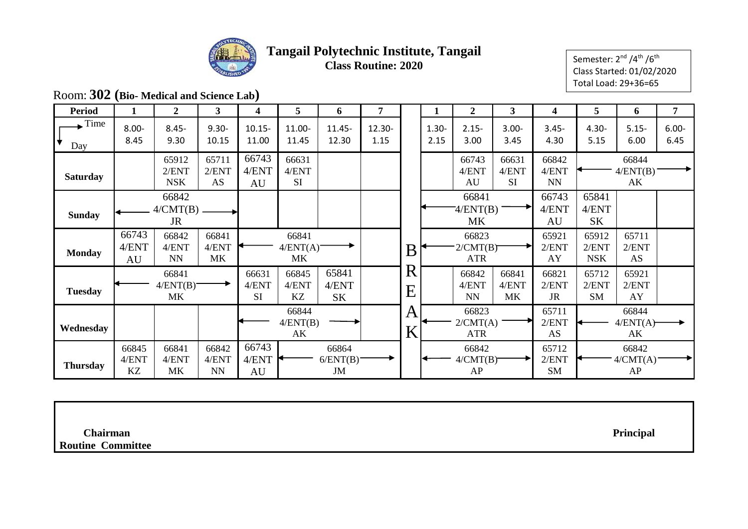# Tangail Polytechnic Institute, Tangail

**Class Routine: 2020**

Semester: 2nd /4th /6th
Class Started: 01/02/2020
Total Load: 29+36=65

Room: **302 (Bio- Medical and Science Lab)**

| Period | 1 | 2 | 3 | 4 | 5 | 6 | 7 | | 1 | 2 | 3 | 4 | 5 | 6 | 7 |
|---|---|---|---|---|---|---|---|---|---|---|---|---|---|---|---|
| Time / Day | 8.00-8.45 | 8.45-9.30 | 9.30-10.15 | 10.15-11.00 | 11.00-11.45 | 11.45-12.30 | 12.30-1.15 | | 1.30-2.15 | 2.15-3.00 | 3.00-3.45 | 3.45-4.30 | 4.30-5.15 | 5.15-6.00 | 6.00-6.45 |
| **Saturday** | | 65912 2/ENT NSK | 65711 2/ENT AS | 66743 4/ENT AU | 66631 4/ENT SI | | | | | 66743 4/ENT AU | 66631 4/ENT SI | 66842 4/ENT NN | ← 66844 4/ENT(B) AK → | | |
| **Sunday** | ← 66842 4/CMT(B) JR → | | | | | | | | ← 66841 4/ENT(B) MK → | | | 66743 4/ENT AU | 65841 4/ENT SK | | |
| **Monday** | 66743 4/ENT AU | 66842 4/ENT NN | 66841 4/ENT MK | ← 66841 4/ENT(A) MK → | | | | B | ← 66823 2/CMT(B) ATR → | | | 65921 2/ENT AY | 65912 2/ENT NSK | 65711 2/ENT AS | |
| **Tuesday** | ← 66841 4/ENT(B) MK → | | | 66631 4/ENT SI | 66845 4/ENT KZ | 65841 4/ENT SK | | R E | | 66842 4/ENT NN | 66841 4/ENT MK | 66821 2/ENT JR | 65712 2/ENT SM | 65921 2/ENT AY | |
| **Wednesday** | | | | ← 66844 4/ENT(B) AK → | | | | A K | ← 66823 2/CMT(A) ATR → | | | 65711 2/ENT AS | ← 66844 4/ENT(A) AK → | | |
| **Thursday** | 66845 4/ENT KZ | 66841 4/ENT MK | 66842 4/ENT NN | 66743 4/ENT AU | ← 66864 6/ENT(B) JM → | | | | ← 66842 4/CMT(B) AP → | | | 65712 2/ENT SM | ← 66842 4/CMT(A) AP → | | |

**Chairman**
**Routine Committee**

**Principal**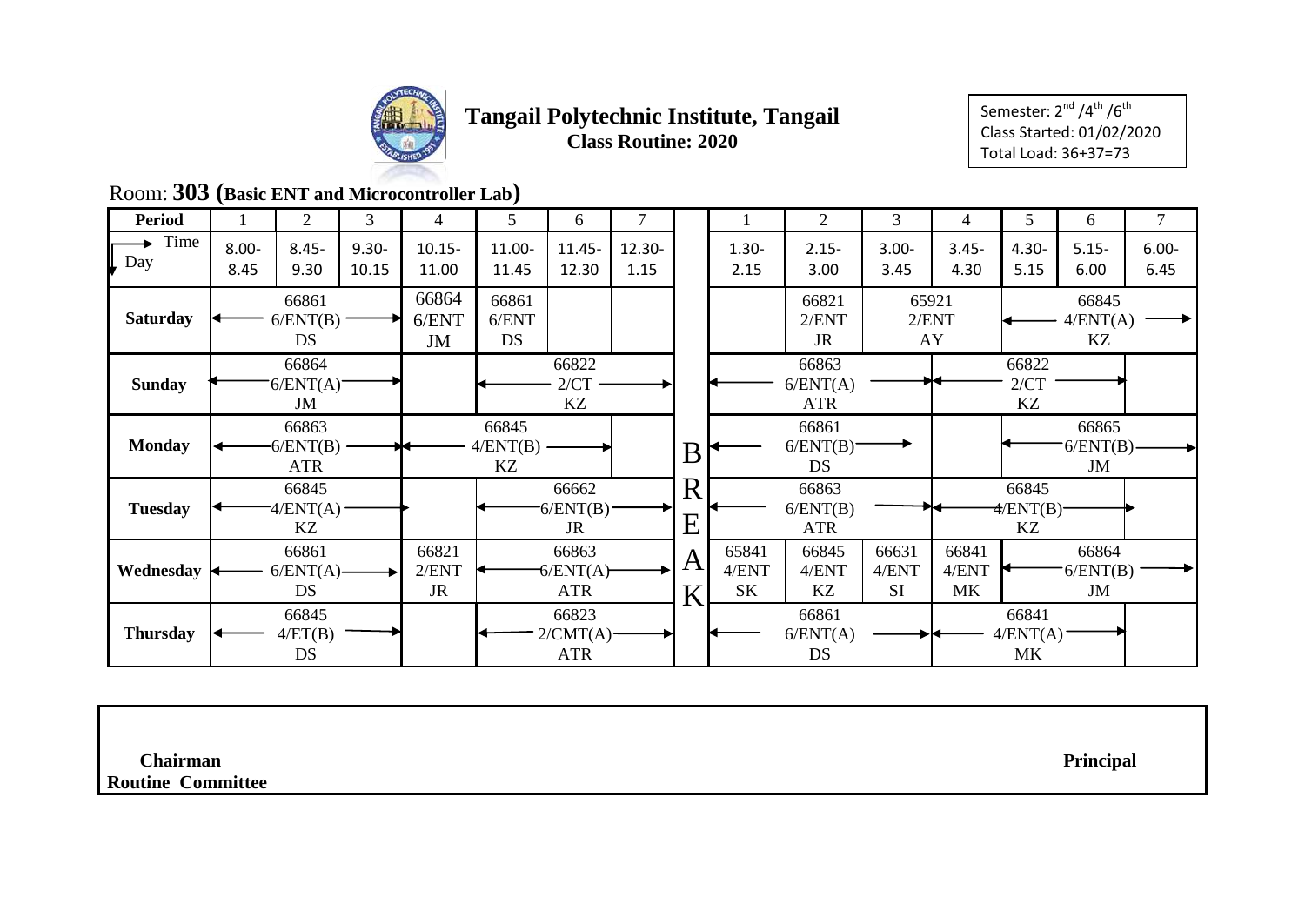# Tangail Polytechnic Institute, Tangail

**Class Routine: 2020**

Semester: $2^{nd}$ / $4^{th}$ / $6^{th}$
Class Started: 01/02/2020
Total Load: 36+37=73

## Room: 303 (Basic ENT and Microcontroller Lab)

| Period | 1 | 2 | 3 | 4 | 5 | 6 | 7 | | 1 | 2 | 3 | 4 | 5 | 6 | 7 |
|---|---|---|---|---|---|---|---|---|---|---|---|---|---|---|---|
| Time / Day | 8.00-8.45 | 8.45-9.30 | 9.30-10.15 | 10.15-11.00 | 11.00-11.45 | 11.45-12.30 | 12.30-1.15 | | 1.30-2.15 | 2.15-3.00 | 3.00-3.45 | 3.45-4.30 | 4.30-5.15 | 5.15-6.00 | 6.00-6.45 |
| **Saturday** | ← 66861 6/ENT(B) DS → | | | 66864 6/ENT JM | 66861 6/ENT DS | | | | | 66821 2/ENT JR | 65921 2/ENT AY | | ← 66845 4/ENT(A) KZ → | | |
| **Sunday** | ← 66864 6/ENT(A) JM → | | | | ← 66822 2/CT KZ → | | | | ← 66863 6/ENT(A) ATR → | | | ← 66822 2/CT KZ → | | | |
| **Monday** | ← 66863 6/ENT(B) ATR → | | | ← 66845 4/ENT(B) KZ → | | | | B | ← 66861 6/ENT(B) DS → | | | | ← 66865 6/ENT(B) JM → | | |
| **Tuesday** | ← 66845 4/ENT(A) KZ → | | | | ← 66662 6/ENT(B) JR → | | | R E | ← 66863 6/ENT(B) ATR → | | | ← 66845 4/ENT(B) KZ → | | | |
| **Wednesday** | ← 66861 6/ENT(A) DS → | | | 66821 2/ENT JR | ← 66863 6/ENT(A) ATR → | | | A K | 65841 4/ENT SK | 66845 4/ENT KZ | 66631 4/ENT SI | 66841 4/ENT MK | ← 66864 6/ENT(B) JM → | | |
| **Thursday** | ← 66845 4/ET(B) DS → | | | | ← 66823 2/CMT(A) ATR → | | | | ← 66861 6/ENT(A) DS → | | | ← 66841 4/ENT(A) MK → | | | |

**Chairman**
**Routine Committee**

**Principal**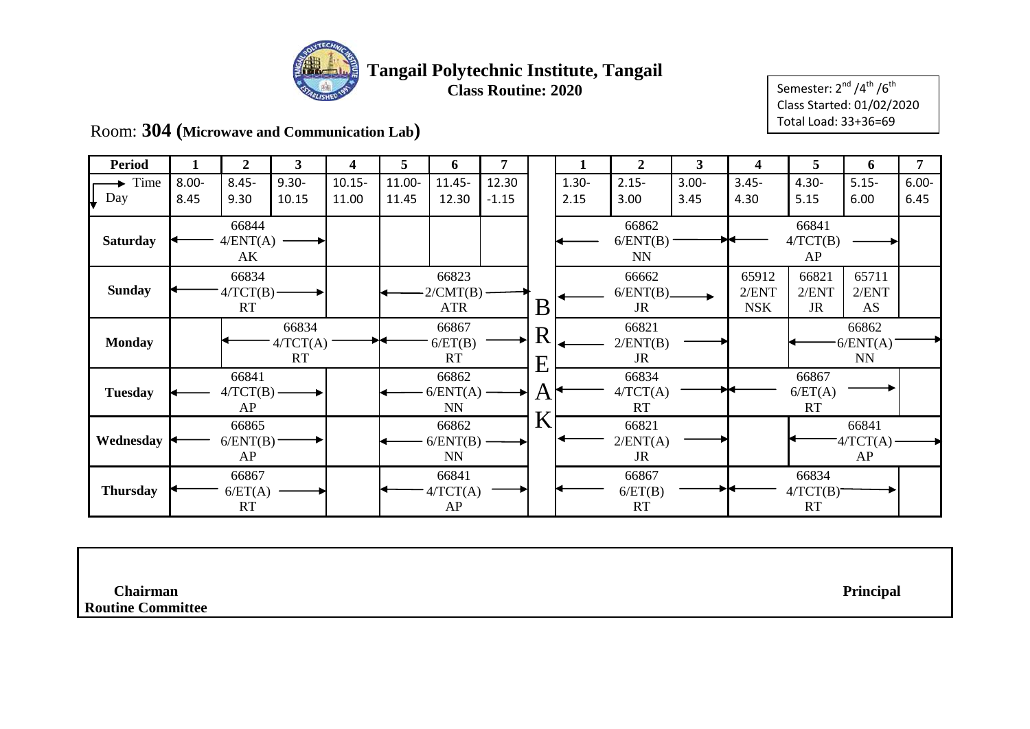# Tangail Polytechnic Institute, Tangail

**Class Routine: 2020**

Semester: 2nd /4th /6th
Class Started: 01/02/2020
Total Load: 33+36=69

Room: **304 (Microwave and Communication Lab)**

| Period | 1 | 2 | 3 | 4 | 5 | 6 | 7 | | 1 | 2 | 3 | 4 | 5 | 6 | 7 |
|---|---|---|---|---|---|---|---|---|---|---|---|---|---|---|---|
| Time / Day | 8.00-8.45 | 8.45-9.30 | 9.30-10.15 | 10.15-11.00 | 11.00-11.45 | 11.45-12.30 | 12.30-1.15 | | 1.30-2.15 | 2.15-3.00 | 3.00-3.45 | 3.45-4.30 | 4.30-5.15 | 5.15-6.00 | 6.00-6.45 |
| **Saturday** | ← | 66844 4/ENT(A) AK | → | | | | | B | ← | 66862 6/ENT(B) NN | → | ← | 66841 4/TCT(B) AP | → | |
| **Sunday** | ← | 66834 4/TCT(B) RT | → | | ← | 66823 2/CMT(B) ATR | → | R | ← | 66662 6/ENT(B) JR | → | 65912 2/ENT NSK | 66821 2/ENT JR | 65711 2/ENT AS | |
| **Monday** | | ← | 66834 4/TCT(A) RT | → | ← | 66867 6/ET(B) RT | → | E | ← | 66821 2/ENT(B) JR | → | | ← | 66862 6/ENT(A) NN | → |
| **Tuesday** | ← | 66841 4/TCT(B) AP | → | | ← | 66862 6/ENT(A) NN | → | A | ← | 66834 4/TCT(A) RT | → | ← | 66867 6/ET(A) RT | → | |
| **Wednesday** | ← | 66865 6/ENT(B) AP | → | | ← | 66862 6/ENT(B) NN | → | K | ← | 66821 2/ENT(A) JR | → | | ← | 66841 4/TCT(A) AP | → |
| **Thursday** | ← | 66867 6/ET(A) RT | → | | ← | 66841 4/TCT(A) AP | → | | ← | 66867 6/ET(B) RT | → | ← | 66834 4/TCT(B) RT | → | |

**Chairman**
**Routine Committee**

**Principal**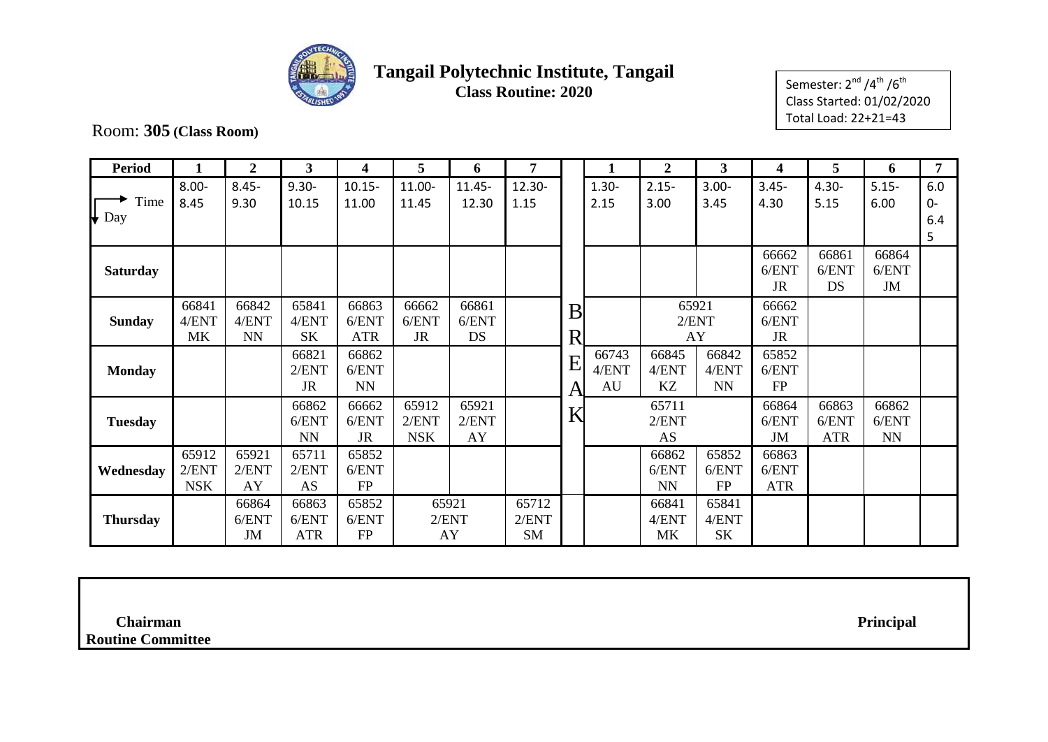# Tangail Polytechnic Institute, Tangail

**Class Routine: 2020**

Semester: 2nd /4th /6th
Class Started: 01/02/2020
Total Load: 22+21=43

Room: **305 (Class Room)**

| Period | 1 | 2 | 3 | 4 | 5 | 6 | 7 | | 1 | 2 | 3 | 4 | 5 | 6 | 7 |
|---|---|---|---|---|---|---|---|---|---|---|---|---|---|---|---|
| Time / Day | 8.00-8.45 | 8.45-9.30 | 9.30-10.15 | 10.15-11.00 | 11.00-11.45 | 11.45-12.30 | 12.30-1.15 | | 1.30-2.15 | 2.15-3.00 | 3.00-3.45 | 3.45-4.30 | 4.30-5.15 | 5.15-6.00 | 6.00-6.45 |
| **Saturday** | | | | | | | | | | | | 66662 6/ENT JR | 66861 6/ENT DS | 66864 6/ENT JM | |
| **Sunday** | 66841 4/ENT MK | 66842 4/ENT NN | 65841 4/ENT SK | 66863 6/ENT ATR | 66662 6/ENT JR | 66861 6/ENT DS | | B | | 65921 2/ENT AY | | 66662 6/ENT JR | | | |
| **Monday** | | | 66821 2/ENT JR | 66862 6/ENT NN | | | | R | 66743 4/ENT AU | 66845 4/ENT KZ | 66842 4/ENT NN | 65852 6/ENT FP | | | |
| **Tuesday** | | | 66862 6/ENT NN | 66662 6/ENT JR | 65912 2/ENT NSK | 65921 2/ENT AY | | E A K | 65711 2/ENT AS | | | 66864 6/ENT JM | 66863 6/ENT ATR | 66862 6/ENT NN | |
| **Wednesday** | 65912 2/ENT NSK | 65921 2/ENT AY | 65711 2/ENT AS | 65852 6/ENT FP | | | | | | 66862 6/ENT NN | 65852 6/ENT FP | 66863 6/ENT ATR | | | |
| **Thursday** | | 66864 6/ENT JM | 66863 6/ENT ATR | 65852 6/ENT FP | 65921 2/ENT AY | | 65712 2/ENT SM | | | 66841 4/ENT MK | 65841 4/ENT SK | | | | |

**Chairman**
**Routine Committee**

**Principal**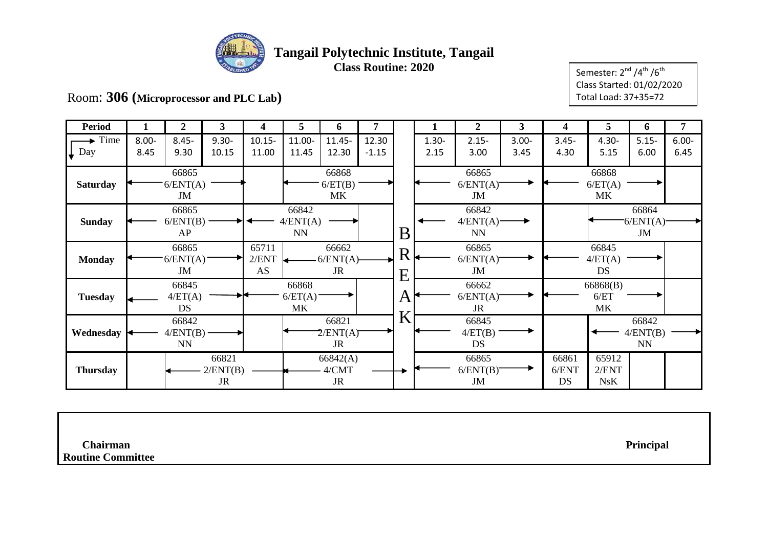# Tangail Polytechnic Institute, Tangail

**Class Routine: 2020**

Semester: 2nd /4th /6th
Class Started: 01/02/2020
Total Load: 37+35=72

Room: **306 (Microprocessor and PLC Lab)**

| Period | 1 | 2 | 3 | 4 | 5 | 6 | 7 | | 1 | 2 | 3 | 4 | 5 | 6 | 7 |
|---|---|---|---|---|---|---|---|---|---|---|---|---|---|---|---|
| Time / Day | 8.00-8.45 | 8.45-9.30 | 9.30-10.15 | 10.15-11.00 | 11.00-11.45 | 11.45-12.30 | 12.30-1.15 | | 1.30-2.15 | 2.15-3.00 | 3.00-3.45 | 3.45-4.30 | 4.30-5.15 | 5.15-6.00 | 6.00-6.45 |
| Saturday | 66865 6/ENT(A) JM | | | | 66868 6/ET(B) MK | | | | 66865 6/ENT(A) JM | | | 66868 6/ET(A) MK | | | |
| Sunday | 66865 6/ENT(B) AP | | | 66842 4/ENT(A) NN | | | | B | 66842 4/ENT(A) NN | | | | 66864 6/ENT(A) JM | | |
| Monday | 66865 6/ENT(A) JM | | | 65711 2/ENT AS | 66662 6/ENT(A) JR | | | R | 66865 6/ENT(A) JM | | | 66845 4/ET(A) DS | | | |
| Tuesday | 66845 4/ET(A) DS | | | 66868 6/ET(A) MK | | | | E A | 66662 6/ENT(A) JR | | | 66868(B) 6/ET MK | | | |
| Wednesday | 66842 4/ENT(B) NN | | | | 66821 2/ENT(A) JR | | | K | 66845 4/ET(B) DS | | | | 66842 4/ENT(B) NN | | |
| Thursday | | 66821 2/ENT(B) JR | | | 66842(A) 4/CMT JR | | | | 66865 6/ENT(B) JM | | | 66861 6/ENT DS | 65912 2/ENT NsK | | |

**Chairman**
**Routine Committee**

**Principal**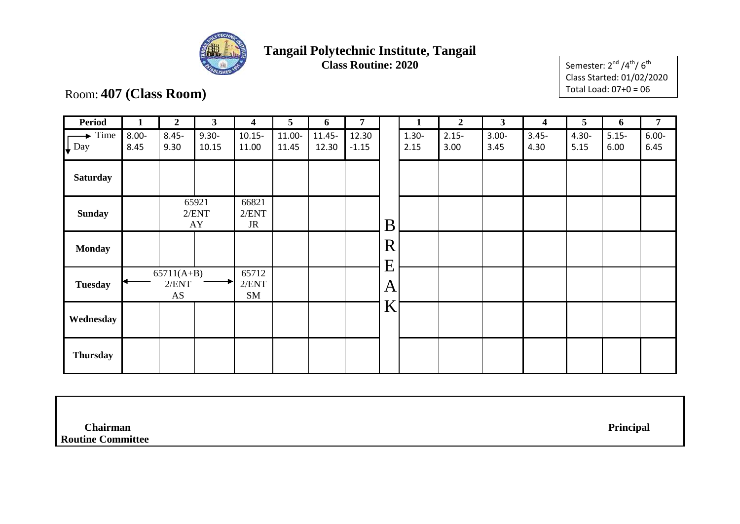# Tangail Polytechnic Institute, Tangail

**Class Routine: 2020**

Semester: 2nd /4th/ 6th
Class Started: 01/02/2020
Total Load: 07+0 = 06

Room: **407 (Class Room)**

| Period | 1 | 2 | 3 | 4 | 5 | 6 | 7 | | 1 | 2 | 3 | 4 | 5 | 6 | 7 |
|---|---|---|---|---|---|---|---|---|---|---|---|---|---|---|---|
| Time / Day | 8.00-8.45 | 8.45-9.30 | 9.30-10.15 | 10.15-11.00 | 11.00-11.45 | 11.45-12.30 | 12.30-1.15 | | 1.30-2.15 | 2.15-3.00 | 3.00-3.45 | 3.45-4.30 | 4.30-5.15 | 5.15-6.00 | 6.00-6.45 |
| **Saturday** | | | | | | | | | | | | | | | |
| **Sunday** | | 65921 2/ENT AY | | 66821 2/ENT JR | | | | B | | | | | | | |
| **Monday** | | | | | | | | R | | | | | | | |
| **Tuesday** | 65711(A+B) 2/ENT AS | | | 65712 2/ENT SM | | | | E A | | | | | | | |
| **Wednesday** | | | | | | | | K | | | | | | | |
| **Thursday** | | | | | | | | | | | | | | | |

**Chairman**
**Routine Committee**

**Principal**